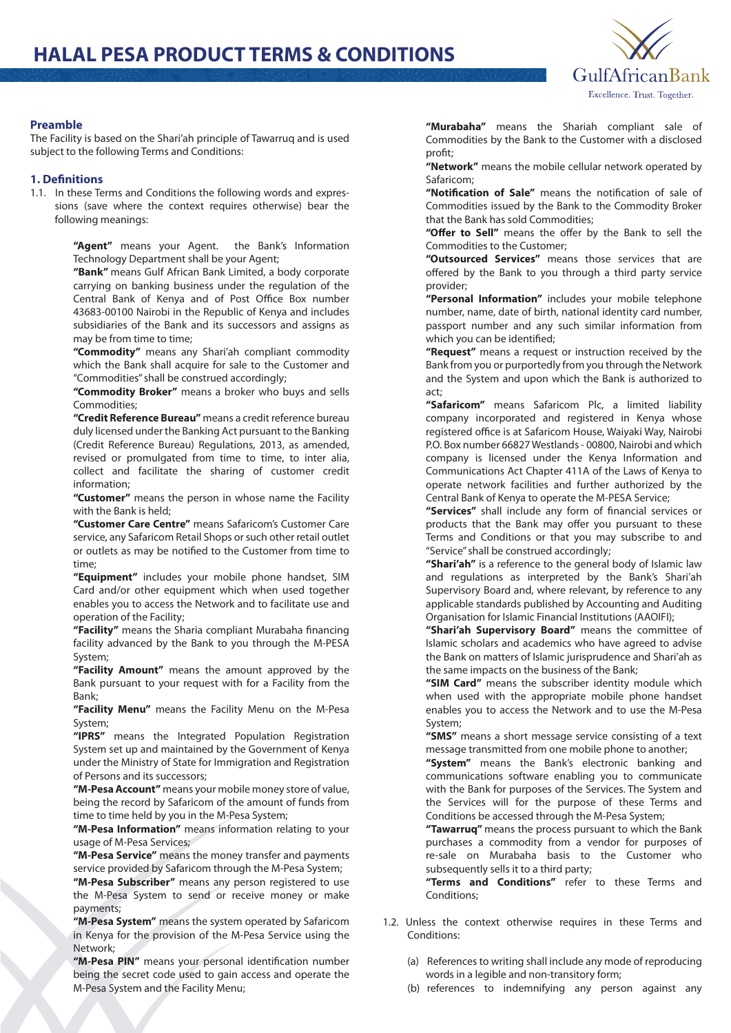# HALAL PESA PRODUCT TERMS & CONDITIONS

## Preamble

The Facility is based on the Shari'ah principle of Tawarruq and is used subject to the following Terms and Conditions:

## 1. Definitions

1.1. In these Terms and Conditions the following words and expressions (save where the context requires otherwise) bear the following meanings:

**"Agent"** means your Agent. the Bank's Information Technology Department shall be your Agent;

**"Bank"** means Gulf African Bank Limited, a body corporate carrying on banking business under the regulation of the Central Bank of Kenya and of Post Office Box number 43683-00100 Nairobi in the Republic of Kenya and includes subsidiaries of the Bank and its successors and assigns as may be from time to time;

**"Commodity"** means any Shari'ah compliant commodity which the Bank shall acquire for sale to the Customer and "Commodities" shall be construed accordingly;

**"Commodity Broker"** means a broker who buys and sells Commodities;

**"Credit Reference Bureau"** means a credit reference bureau duly licensed under the Banking Act pursuant to the Banking (Credit Reference Bureau) Regulations, 2013, as amended, revised or promulgated from time to time, to inter alia, collect and facilitate the sharing of customer credit information;

**"Customer"** means the person in whose name the Facility with the Bank is held;

**"Customer Care Centre"** means Safaricom's Customer Care service, any Safaricom Retail Shops or such other retail outlet or outlets as may be notified to the Customer from time to time;

**"Equipment"** includes your mobile phone handset, SIM Card and/or other equipment which when used together enables you to access the Network and to facilitate use and operation of the Facility;

**"Facility"** means the Sharia compliant Murabaha financing facility advanced by the Bank to you through the M-PESA System;

**"Facility Amount"** means the amount approved by the Bank pursuant to your request with for a Facility from the Bank;

**"Facility Menu"** means the Facility Menu on the M-Pesa System;

**"IPRS"** means the Integrated Population Registration System set up and maintained by the Government of Kenya under the Ministry of State for Immigration and Registration of Persons and its successors;

**"M-Pesa Account"** means your mobile money store of value, being the record by Safaricom of the amount of funds from time to time held by you in the M-Pesa System;

**"M-Pesa Information"** means information relating to your usage of M-Pesa Services;

**"M-Pesa Service"** means the money transfer and payments service provided by Safaricom through the M-Pesa System;

**"M-Pesa Subscriber"** means any person registered to use the M-Pesa System to send or receive money or make payments;

**"M-Pesa System"** means the system operated by Safaricom in Kenya for the provision of the M-Pesa Service using the Network;

**"M-Pesa PIN"** means your personal identification number being the secret code used to gain access and operate the M-Pesa System and the Facility Menu;

**"Murabaha"** means the Shariah compliant sale of Commodities by the Bank to the Customer with a disclosed profit;

**"Network"** means the mobile cellular network operated by Safaricom;

**"Notification of Sale"** means the notification of sale of Commodities issued by the Bank to the Commodity Broker that the Bank has sold Commodities;

**"Offer to Sell"** means the offer by the Bank to sell the Commodities to the Customer;

**"Outsourced Services"** means those services that are offered by the Bank to you through a third party service provider;

**"Personal Information"** includes your mobile telephone number, name, date of birth, national identity card number, passport number and any such similar information from which you can be identified;

**"Request"** means a request or instruction received by the Bank from you or purportedly from you through the Network and the System and upon which the Bank is authorized to act;

**"Safaricom"** means Safaricom Plc, a limited liability company incorporated and registered in Kenya whose registered office is at Safaricom House, Waiyaki Way, Nairobi P.O. Box number 66827 Westlands - 00800, Nairobi and which company is licensed under the Kenya Information and Communications Act Chapter 411A of the Laws of Kenya to operate network facilities and further authorized by the Central Bank of Kenya to operate the M-PESA Service;

**"Services"** shall include any form of financial services or products that the Bank may offer you pursuant to these Terms and Conditions or that you may subscribe to and "Service" shall be construed accordingly;

**"Shari'ah"** is a reference to the general body of Islamic law and regulations as interpreted by the Bank's Shari'ah Supervisory Board and, where relevant, by reference to any applicable standards published by Accounting and Auditing Organisation for Islamic Financial Institutions (AAOIFI);

**"Shari'ah Supervisory Board"** means the committee of Islamic scholars and academics who have agreed to advise the Bank on matters of Islamic jurisprudence and Shari'ah as the same impacts on the business of the Bank;

**"SIM Card"** means the subscriber identity module which when used with the appropriate mobile phone handset enables you to access the Network and to use the M-Pesa System;

**"SMS"** means a short message service consisting of a text message transmitted from one mobile phone to another;

**"System"** means the Bank's electronic banking and communications software enabling you to communicate with the Bank for purposes of the Services. The System and the Services will for the purpose of these Terms and Conditions be accessed through the M-Pesa System;

**"Tawarruq"** means the process pursuant to which the Bank purchases a commodity from a vendor for purposes of re-sale on Murabaha basis to the Customer who subsequently sells it to a third party;

**"Terms and Conditions"** refer to these Terms and Conditions;

1.2. Unless the context otherwise requires in these Terms and Conditions:

(a) References to writing shall include any mode of reproducing words in a legible and non-transitory form;

(b) references to indemnifying any person against any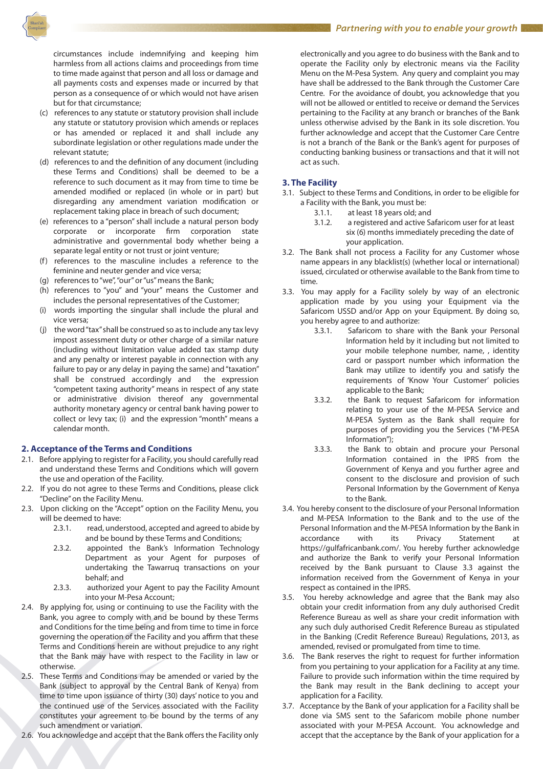circumstances include indemnifying and keeping him harmless from all actions claims and proceedings from time to time made against that person and all loss or damage and all payments costs and expenses made or incurred by that person as a consequence of or which would not have arisen but for that circumstance;

(c) references to any statute or statutory provision shall include any statute or statutory provision which amends or replaces or has amended or replaced it and shall include any subordinate legislation or other regulations made under the relevant statute;

(d) references to and the definition of any document (including these Terms and Conditions) shall be deemed to be a reference to such document as it may from time to time be amended modified or replaced (in whole or in part) but disregarding any amendment variation modification or replacement taking place in breach of such document;

(e) references to a "person" shall include a natural person body corporate or incorporate firm corporation state administrative and governmental body whether being a separate legal entity or not trust or joint venture;

(f) references to the masculine includes a reference to the feminine and neuter gender and vice versa;

(g) references to "we", "our" or "us" means the Bank;

(h) references to "you" and "your" means the Customer and includes the personal representatives of the Customer;

(i) words importing the singular shall include the plural and vice versa;

(j) the word "tax" shall be construed so as to include any tax levy impost assessment duty or other charge of a similar nature (including without limitation value added tax stamp duty and any penalty or interest payable in connection with any failure to pay or any delay in paying the same) and "taxation" shall be construed accordingly and the expression "competent taxing authority" means in respect of any state or administrative division thereof any governmental authority monetary agency or central bank having power to collect or levy tax; (i) and the expression "month" means a calendar month.

## 2. Acceptance of the Terms and Conditions

2.1. Before applying to register for a Facility, you should carefully read and understand these Terms and Conditions which will govern the use and operation of the Facility.

2.2. If you do not agree to these Terms and Conditions, please click "Decline" on the Facility Menu.

2.3. Upon clicking on the "Accept" option on the Facility Menu, you will be deemed to have:

  2.3.1. read, understood, accepted and agreed to abide by and be bound by these Terms and Conditions;

  2.3.2. appointed the Bank's Information Technology Department as your Agent for purposes of undertaking the Tawarruq transactions on your behalf; and

  2.3.3. authorized your Agent to pay the Facility Amount into your M-Pesa Account;

2.4. By applying for, using or continuing to use the Facility with the Bank, you agree to comply with and be bound by these Terms and Conditions for the time being and from time to time in force governing the operation of the Facility and you affirm that these Terms and Conditions herein are without prejudice to any right that the Bank may have with respect to the Facility in law or otherwise.

2.5. These Terms and Conditions may be amended or varied by the Bank (subject to approval by the Central Bank of Kenya) from time to time upon issuance of thirty (30) days' notice to you and the continued use of the Services associated with the Facility constitutes your agreement to be bound by the terms of any such amendment or variation.

2.6. You acknowledge and accept that the Bank offers the Facility only electronically and you agree to do business with the Bank and to operate the Facility only by electronic means via the Facility Menu on the M-Pesa System. Any query and complaint you may have shall be addressed to the Bank through the Customer Care Centre. For the avoidance of doubt, you acknowledge that you will not be allowed or entitled to receive or demand the Services pertaining to the Facility at any branch or branches of the Bank unless otherwise advised by the Bank in its sole discretion. You further acknowledge and accept that the Customer Care Centre is not a branch of the Bank or the Bank's agent for purposes of conducting banking business or transactions and that it will not act as such.

## 3. The Facility

3.1. Subject to these Terms and Conditions, in order to be eligible for a Facility with the Bank, you must be:

  3.1.1. at least 18 years old; and

  3.1.2. a registered and active Safaricom user for at least six (6) months immediately preceding the date of your application.

3.2. The Bank shall not process a Facility for any Customer whose name appears in any blacklist(s) (whether local or international) issued, circulated or otherwise available to the Bank from time to time.

3.3. You may apply for a Facility solely by way of an electronic application made by you using your Equipment via the Safaricom USSD and/or App on your Equipment. By doing so, you hereby agree to and authorize:

  3.3.1. Safaricom to share with the Bank your Personal Information held by it including but not limited to your mobile telephone number, name, , identity card or passport number which information the Bank may utilize to identify you and satisfy the requirements of 'Know Your Customer' policies applicable to the Bank;

  3.3.2. the Bank to request Safaricom for information relating to your use of the M-PESA Service and M-PESA System as the Bank shall require for purposes of providing you the Services ("M-PESA Information");

  3.3.3. the Bank to obtain and procure your Personal Information contained in the IPRS from the Government of Kenya and you further agree and consent to the disclosure and provision of such Personal Information by the Government of Kenya to the Bank.

3.4. You hereby consent to the disclosure of your Personal Information and M-PESA Information to the Bank and to the use of the Personal Information and the M-PESA Information by the Bank in accordance with its Privacy Statement at https://gulfafricanbank.com/. You hereby further acknowledge and authorize the Bank to verify your Personal Information received by the Bank pursuant to Clause 3.3 against the information received from the Government of Kenya in your respect as contained in the IPRS.

3.5. You hereby acknowledge and agree that the Bank may also obtain your credit information from any duly authorised Credit Reference Bureau as well as share your credit information with any such duly authorised Credit Reference Bureau as stipulated in the Banking (Credit Reference Bureau) Regulations, 2013, as amended, revised or promulgated from time to time.

3.6. The Bank reserves the right to request for further information from you pertaining to your application for a Facility at any time. Failure to provide such information within the time required by the Bank may result in the Bank declining to accept your application for a Facility.

3.7. Acceptance by the Bank of your application for a Facility shall be done via SMS sent to the Safaricom mobile phone number associated with your M-PESA Account. You acknowledge and accept that the acceptance by the Bank of your application for a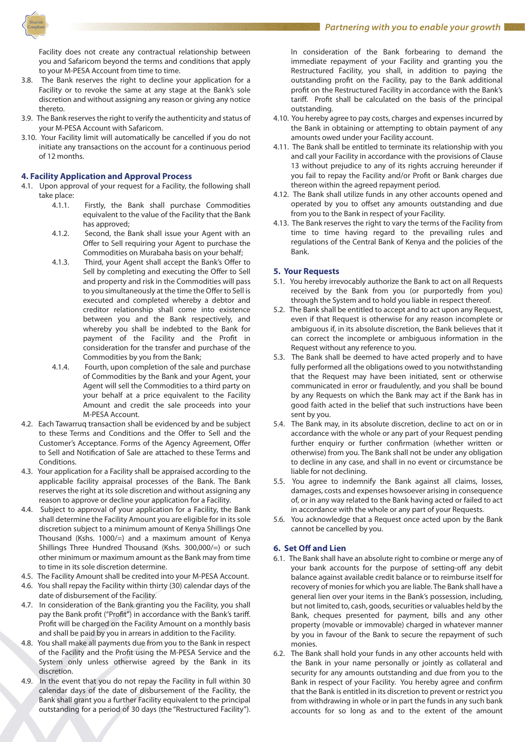Facility does not create any contractual relationship between you and Safaricom beyond the terms and conditions that apply to your M-PESA Account from time to time.

3.8. The Bank reserves the right to decline your application for a Facility or to revoke the same at any stage at the Bank's sole discretion and without assigning any reason or giving any notice thereto.

3.9. The Bank reserves the right to verify the authenticity and status of your M-PESA Account with Safaricom.

3.10. Your Facility limit will automatically be cancelled if you do not initiate any transactions on the account for a continuous period of 12 months.

### 4. Facility Application and Approval Process

4.1. Upon approval of your request for a Facility, the following shall take place:

4.1.1. Firstly, the Bank shall purchase Commodities equivalent to the value of the Facility that the Bank has approved;

4.1.2. Second, the Bank shall issue your Agent with an Offer to Sell requiring your Agent to purchase the Commodities on Murabaha basis on your behalf;

4.1.3. Third, your Agent shall accept the Bank's Offer to Sell by completing and executing the Offer to Sell and property and risk in the Commodities will pass to you simultaneously at the time the Offer to Sell is executed and completed whereby a debtor and creditor relationship shall come into existence between you and the Bank respectively, and whereby you shall be indebted to the Bank for payment of the Facility and the Profit in consideration for the transfer and purchase of the Commodities by you from the Bank;

4.1.4. Fourth, upon completion of the sale and purchase of Commodities by the Bank and your Agent, your Agent will sell the Commodities to a third party on your behalf at a price equivalent to the Facility Amount and credit the sale proceeds into your M-PESA Account.

4.2. Each Tawarruq transaction shall be evidenced by and be subject to these Terms and Conditions and the Offer to Sell and the Customer's Acceptance. Forms of the Agency Agreement, Offer to Sell and Notification of Sale are attached to these Terms and Conditions.

4.3. Your application for a Facility shall be appraised according to the applicable facility appraisal processes of the Bank. The Bank reserves the right at its sole discretion and without assigning any reason to approve or decline your application for a Facility.

4.4. Subject to approval of your application for a Facility, the Bank shall determine the Facility Amount you are eligible for in its sole discretion subject to a minimum amount of Kenya Shillings One Thousand (Kshs. 1000/=) and a maximum amount of Kenya Shillings Three Hundred Thousand (Kshs. 300,000/=) or such other minimum or maximum amount as the Bank may from time to time in its sole discretion determine.

4.5. The Facility Amount shall be credited into your M-PESA Account.

4.6. You shall repay the Facility within thirty (30) calendar days of the date of disbursement of the Facility.

4.7. In consideration of the Bank granting you the Facility, you shall pay the Bank profit ("Profit") in accordance with the Bank's tariff. Profit will be charged on the Facility Amount on a monthly basis and shall be paid by you in arrears in addition to the Facility.

4.8. You shall make all payments due from you to the Bank in respect of the Facility and the Profit using the M-PESA Service and the System only unless otherwise agreed by the Bank in its discretion.

4.9. In the event that you do not repay the Facility in full within 30 calendar days of the date of disbursement of the Facility, the Bank shall grant you a further Facility equivalent to the principal outstanding for a period of 30 days (the "Restructured Facility"). In consideration of the Bank forbearing to demand the immediate repayment of your Facility and granting you the Restructured Facility, you shall, in addition to paying the outstanding profit on the Facility, pay to the Bank additional profit on the Restructured Facility in accordance with the Bank's tariff. Profit shall be calculated on the basis of the principal outstanding.

4.10. You hereby agree to pay costs, charges and expenses incurred by the Bank in obtaining or attempting to obtain payment of any amounts owed under your Facility account.

4.11. The Bank shall be entitled to terminate its relationship with you and call your Facility in accordance with the provisions of Clause 13 without prejudice to any of its rights accruing hereunder if you fail to repay the Facility and/or Profit or Bank charges due thereon within the agreed repayment period.

4.12. The Bank shall utilize funds in any other accounts opened and operated by you to offset any amounts outstanding and due from you to the Bank in respect of your Facility.

4.13. The Bank reserves the right to vary the terms of the Facility from time to time having regard to the prevailing rules and regulations of the Central Bank of Kenya and the policies of the Bank.

### 5. Your Requests

5.1. You hereby irrevocably authorize the Bank to act on all Requests received by the Bank from you (or purportedly from you) through the System and to hold you liable in respect thereof.

5.2. The Bank shall be entitled to accept and to act upon any Request, even if that Request is otherwise for any reason incomplete or ambiguous if, in its absolute discretion, the Bank believes that it can correct the incomplete or ambiguous information in the Request without any reference to you.

5.3. The Bank shall be deemed to have acted properly and to have fully performed all the obligations owed to you notwithstanding that the Request may have been initiated, sent or otherwise communicated in error or fraudulently, and you shall be bound by any Requests on which the Bank may act if the Bank has in good faith acted in the belief that such instructions have been sent by you.

5.4. The Bank may, in its absolute discretion, decline to act on or in accordance with the whole or any part of your Request pending further enquiry or further confirmation (whether written or otherwise) from you. The Bank shall not be under any obligation to decline in any case, and shall in no event or circumstance be liable for not declining.

5.5. You agree to indemnify the Bank against all claims, losses, damages, costs and expenses howsoever arising in consequence of, or in any way related to the Bank having acted or failed to act in accordance with the whole or any part of your Requests.

5.6. You acknowledge that a Request once acted upon by the Bank cannot be cancelled by you.

### 6. Set Off and Lien

6.1. The Bank shall have an absolute right to combine or merge any of your bank accounts for the purpose of setting-off any debit balance against available credit balance or to reimburse itself for recovery of monies for which you are liable. The Bank shall have a general lien over your items in the Bank's possession, including, but not limited to, cash, goods, securities or valuables held by the Bank, cheques presented for payment, bills and any other property (movable or immovable) charged in whatever manner by you in favour of the Bank to secure the repayment of such monies.

6.2. The Bank shall hold your funds in any other accounts held with the Bank in your name personally or jointly as collateral and security for any amounts outstanding and due from you to the Bank in respect of your Facility. You hereby agree and confirm that the Bank is entitled in its discretion to prevent or restrict you from withdrawing in whole or in part the funds in any such bank accounts for so long as and to the extent of the amount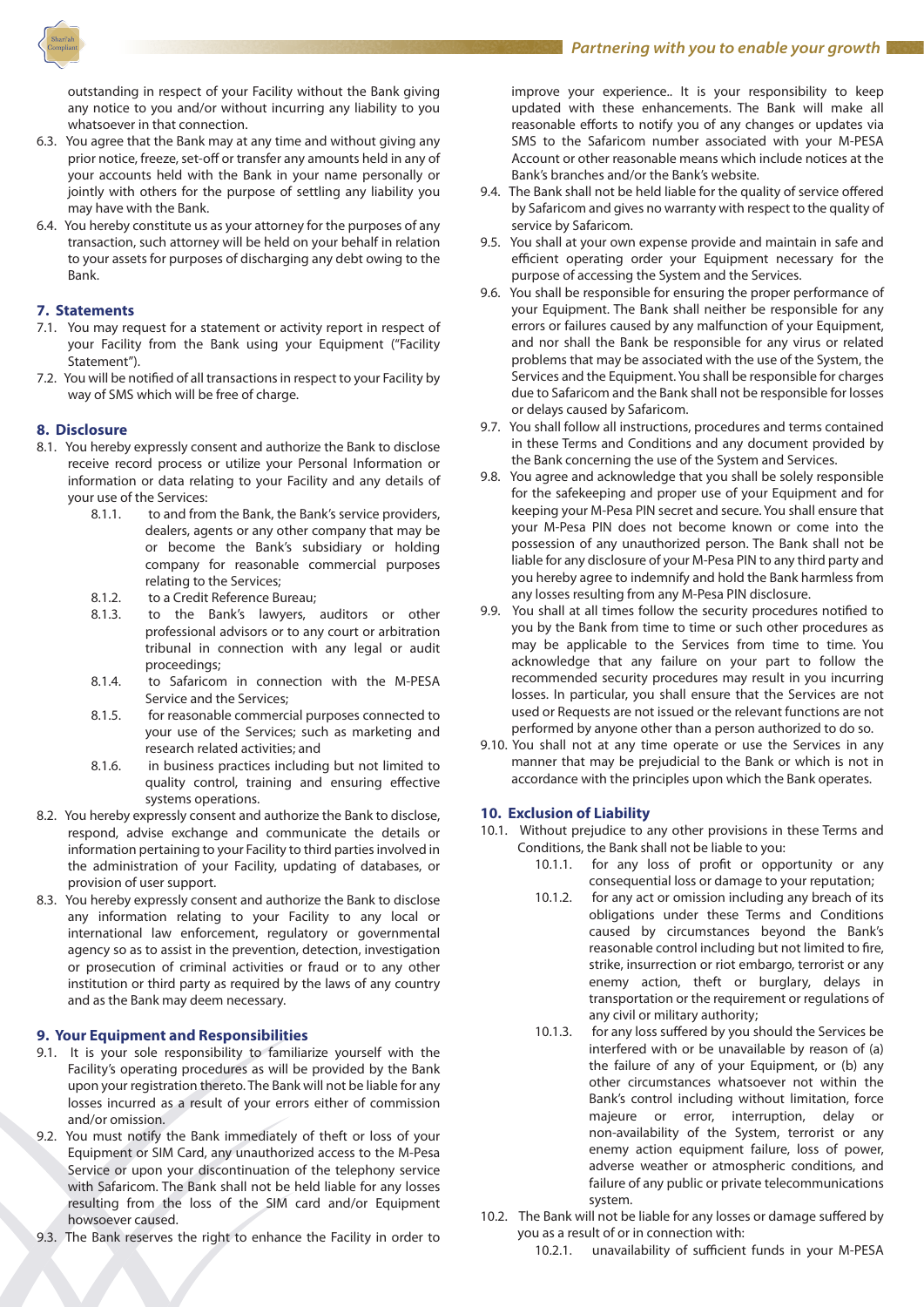outstanding in respect of your Facility without the Bank giving any notice to you and/or without incurring any liability to you whatsoever in that connection.

6.3. You agree that the Bank may at any time and without giving any prior notice, freeze, set-off or transfer any amounts held in any of your accounts held with the Bank in your name personally or jointly with others for the purpose of settling any liability you may have with the Bank.

6.4. You hereby constitute us as your attorney for the purposes of any transaction, such attorney will be held on your behalf in relation to your assets for purposes of discharging any debt owing to the Bank.

## 7. Statements

7.1. You may request for a statement or activity report in respect of your Facility from the Bank using your Equipment ("Facility Statement").

7.2. You will be notified of all transactions in respect to your Facility by way of SMS which will be free of charge.

## 8. Disclosure

8.1. You hereby expressly consent and authorize the Bank to disclose receive record process or utilize your Personal Information or information or data relating to your Facility and any details of your use of the Services:

- 8.1.1. to and from the Bank, the Bank's service providers, dealers, agents or any other company that may be or become the Bank's subsidiary or holding company for reasonable commercial purposes relating to the Services;
- 8.1.2. to a Credit Reference Bureau;
- 8.1.3. to the Bank's lawyers, auditors or other professional advisors or to any court or arbitration tribunal in connection with any legal or audit proceedings;
- 8.1.4. to Safaricom in connection with the M-PESA Service and the Services;
- 8.1.5. for reasonable commercial purposes connected to your use of the Services; such as marketing and research related activities; and
- 8.1.6. in business practices including but not limited to quality control, training and ensuring effective systems operations.

8.2. You hereby expressly consent and authorize the Bank to disclose, respond, advise exchange and communicate the details or information pertaining to your Facility to third parties involved in the administration of your Facility, updating of databases, or provision of user support.

8.3. You hereby expressly consent and authorize the Bank to disclose any information relating to your Facility to any local or international law enforcement, regulatory or governmental agency so as to assist in the prevention, detection, investigation or prosecution of criminal activities or fraud or to any other institution or third party as required by the laws of any country and as the Bank may deem necessary.

## 9. Your Equipment and Responsibilities

9.1. It is your sole responsibility to familiarize yourself with the Facility's operating procedures as will be provided by the Bank upon your registration thereto. The Bank will not be liable for any losses incurred as a result of your errors either of commission and/or omission.

9.2. You must notify the Bank immediately of theft or loss of your Equipment or SIM Card, any unauthorized access to the M-Pesa Service or upon your discontinuation of the telephony service with Safaricom. The Bank shall not be held liable for any losses resulting from the loss of the SIM card and/or Equipment howsoever caused.

9.3. The Bank reserves the right to enhance the Facility in order to improve your experience.. It is your responsibility to keep updated with these enhancements. The Bank will make all reasonable efforts to notify you of any changes or updates via SMS to the Safaricom number associated with your M-PESA Account or other reasonable means which include notices at the Bank's branches and/or the Bank's website.

9.4. The Bank shall not be held liable for the quality of service offered by Safaricom and gives no warranty with respect to the quality of service by Safaricom.

9.5. You shall at your own expense provide and maintain in safe and efficient operating order your Equipment necessary for the purpose of accessing the System and the Services.

9.6. You shall be responsible for ensuring the proper performance of your Equipment. The Bank shall neither be responsible for any errors or failures caused by any malfunction of your Equipment, and nor shall the Bank be responsible for any virus or related problems that may be associated with the use of the System, the Services and the Equipment. You shall be responsible for charges due to Safaricom and the Bank shall not be responsible for losses or delays caused by Safaricom.

9.7. You shall follow all instructions, procedures and terms contained in these Terms and Conditions and any document provided by the Bank concerning the use of the System and Services.

9.8. You agree and acknowledge that you shall be solely responsible for the safekeeping and proper use of your Equipment and for keeping your M-Pesa PIN secret and secure. You shall ensure that your M-Pesa PIN does not become known or come into the possession of any unauthorized person. The Bank shall not be liable for any disclosure of your M-Pesa PIN to any third party and you hereby agree to indemnify and hold the Bank harmless from any losses resulting from any M-Pesa PIN disclosure.

9.9. You shall at all times follow the security procedures notified to you by the Bank from time to time or such other procedures as may be applicable to the Services from time to time. You acknowledge that any failure on your part to follow the recommended security procedures may result in you incurring losses. In particular, you shall ensure that the Services are not used or Requests are not issued or the relevant functions are not performed by anyone other than a person authorized to do so.

9.10. You shall not at any time operate or use the Services in any manner that may be prejudicial to the Bank or which is not in accordance with the principles upon which the Bank operates.

## 10. Exclusion of Liability

10.1. Without prejudice to any other provisions in these Terms and Conditions, the Bank shall not be liable to you:

- 10.1.1. for any loss of profit or opportunity or any consequential loss or damage to your reputation;
- 10.1.2. for any act or omission including any breach of its obligations under these Terms and Conditions caused by circumstances beyond the Bank's reasonable control including but not limited to fire, strike, insurrection or riot embargo, terrorist or any enemy action, theft or burglary, delays in transportation or the requirement or regulations of any civil or military authority;
- 10.1.3. for any loss suffered by you should the Services be interfered with or be unavailable by reason of (a) the failure of any of your Equipment, or (b) any other circumstances whatsoever not within the Bank's control including without limitation, force majeure or error, interruption, delay or non-availability of the System, terrorist or any enemy action equipment failure, loss of power, adverse weather or atmospheric conditions, and failure of any public or private telecommunications system.

10.2. The Bank will not be liable for any losses or damage suffered by you as a result of or in connection with:

- 10.2.1. unavailability of sufficient funds in your M-PESA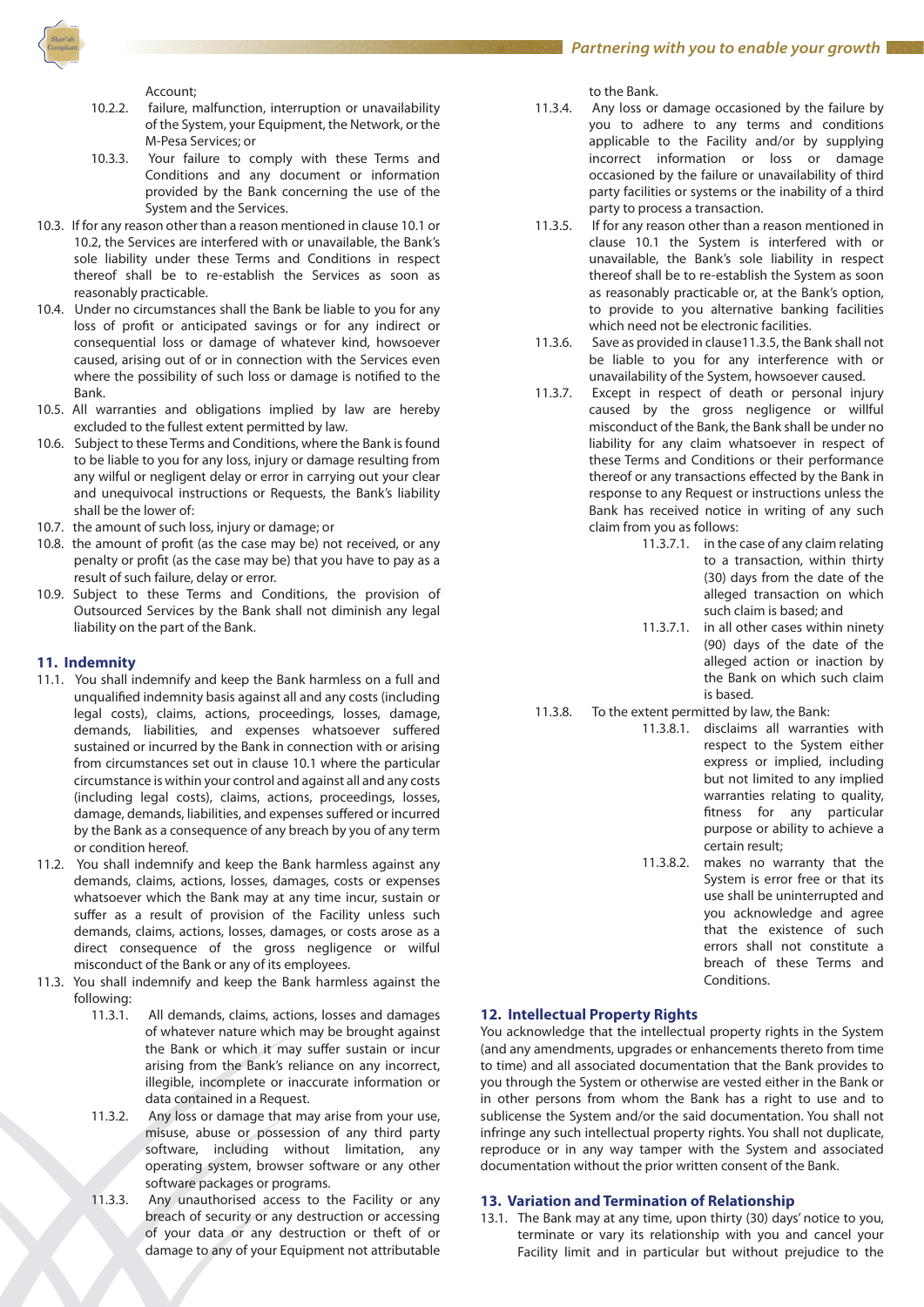Account;

10.2.2. failure, malfunction, interruption or unavailability of the System, your Equipment, the Network, or the M-Pesa Services; or

10.3.3. Your failure to comply with these Terms and Conditions and any document or information provided by the Bank concerning the use of the System and the Services.

10.3. If for any reason other than a reason mentioned in clause 10.1 or 10.2, the Services are interfered with or unavailable, the Bank's sole liability under these Terms and Conditions in respect thereof shall be to re-establish the Services as soon as reasonably practicable.

10.4. Under no circumstances shall the Bank be liable to you for any loss of profit or anticipated savings or for any indirect or consequential loss or damage of whatever kind, howsoever caused, arising out of or in connection with the Services even where the possibility of such loss or damage is notified to the Bank.

10.5. All warranties and obligations implied by law are hereby excluded to the fullest extent permitted by law.

10.6. Subject to these Terms and Conditions, where the Bank is found to be liable to you for any loss, injury or damage resulting from any wilful or negligent delay or error in carrying out your clear and unequivocal instructions or Requests, the Bank's liability shall be the lower of:

10.7. the amount of such loss, injury or damage; or

10.8. the amount of profit (as the case may be) not received, or any penalty or profit (as the case may be) that you have to pay as a result of such failure, delay or error.

10.9. Subject to these Terms and Conditions, the provision of Outsourced Services by the Bank shall not diminish any legal liability on the part of the Bank.

## 11. Indemnity

11.1. You shall indemnify and keep the Bank harmless on a full and unqualified indemnity basis against all and any costs (including legal costs), claims, actions, proceedings, losses, damage, demands, liabilities, and expenses whatsoever suffered sustained or incurred by the Bank in connection with or arising from circumstances set out in clause 10.1 where the particular circumstance is within your control and against all and any costs (including legal costs), claims, actions, proceedings, losses, damage, demands, liabilities, and expenses suffered or incurred by the Bank as a consequence of any breach by you of any term or condition hereof.

11.2. You shall indemnify and keep the Bank harmless against any demands, claims, actions, losses, damages, costs or expenses whatsoever which the Bank may at any time incur, sustain or suffer as a result of provision of the Facility unless such demands, claims, actions, losses, damages, or costs arose as a direct consequence of the gross negligence or wilful misconduct of the Bank or any of its employees.

11.3. You shall indemnify and keep the Bank harmless against the following:

11.3.1. All demands, claims, actions, losses and damages of whatever nature which may be brought against the Bank or which it may suffer sustain or incur arising from the Bank's reliance on any incorrect, illegible, incomplete or inaccurate information or data contained in a Request.

11.3.2. Any loss or damage that may arise from your use, misuse, abuse or possession of any third party software, including without limitation, any operating system, browser software or any other software packages or programs.

11.3.3. Any unauthorised access to the Facility or any breach of security or any destruction or accessing of your data or any destruction or theft of or damage to any of your Equipment not attributable to the Bank.

11.3.4. Any loss or damage occasioned by the failure by you to adhere to any terms and conditions applicable to the Facility and/or by supplying incorrect information or loss or damage occasioned by the failure or unavailability of third party facilities or systems or the inability of a third party to process a transaction.

11.3.5. If for any reason other than a reason mentioned in clause 10.1 the System is interfered with or unavailable, the Bank's sole liability in respect thereof shall be to re-establish the System as soon as reasonably practicable or, at the Bank's option, to provide to you alternative banking facilities which need not be electronic facilities.

11.3.6. Save as provided in clause11.3.5, the Bank shall not be liable to you for any interference with or unavailability of the System, howsoever caused.

11.3.7. Except in respect of death or personal injury caused by the gross negligence or willful misconduct of the Bank, the Bank shall be under no liability for any claim whatsoever in respect of these Terms and Conditions or their performance thereof or any transactions effected by the Bank in response to any Request or instructions unless the Bank has received notice in writing of any such claim from you as follows:

11.3.7.1. in the case of any claim relating to a transaction, within thirty (30) days from the date of the alleged transaction on which such claim is based; and

11.3.7.1. in all other cases within ninety (90) days of the date of the alleged action or inaction by the Bank on which such claim is based.

11.3.8. To the extent permitted by law, the Bank:

11.3.8.1. disclaims all warranties with respect to the System either express or implied, including but not limited to any implied warranties relating to quality, fitness for any particular purpose or ability to achieve a certain result;

11.3.8.2. makes no warranty that the System is error free or that its use shall be uninterrupted and you acknowledge and agree that the existence of such errors shall not constitute a breach of these Terms and Conditions.

## 12. Intellectual Property Rights

You acknowledge that the intellectual property rights in the System (and any amendments, upgrades or enhancements thereto from time to time) and all associated documentation that the Bank provides to you through the System or otherwise are vested either in the Bank or in other persons from whom the Bank has a right to use and to sublicense the System and/or the said documentation. You shall not infringe any such intellectual property rights. You shall not duplicate, reproduce or in any way tamper with the System and associated documentation without the prior written consent of the Bank.

## 13. Variation and Termination of Relationship

13.1. The Bank may at any time, upon thirty (30) days' notice to you, terminate or vary its relationship with you and cancel your Facility limit and in particular but without prejudice to the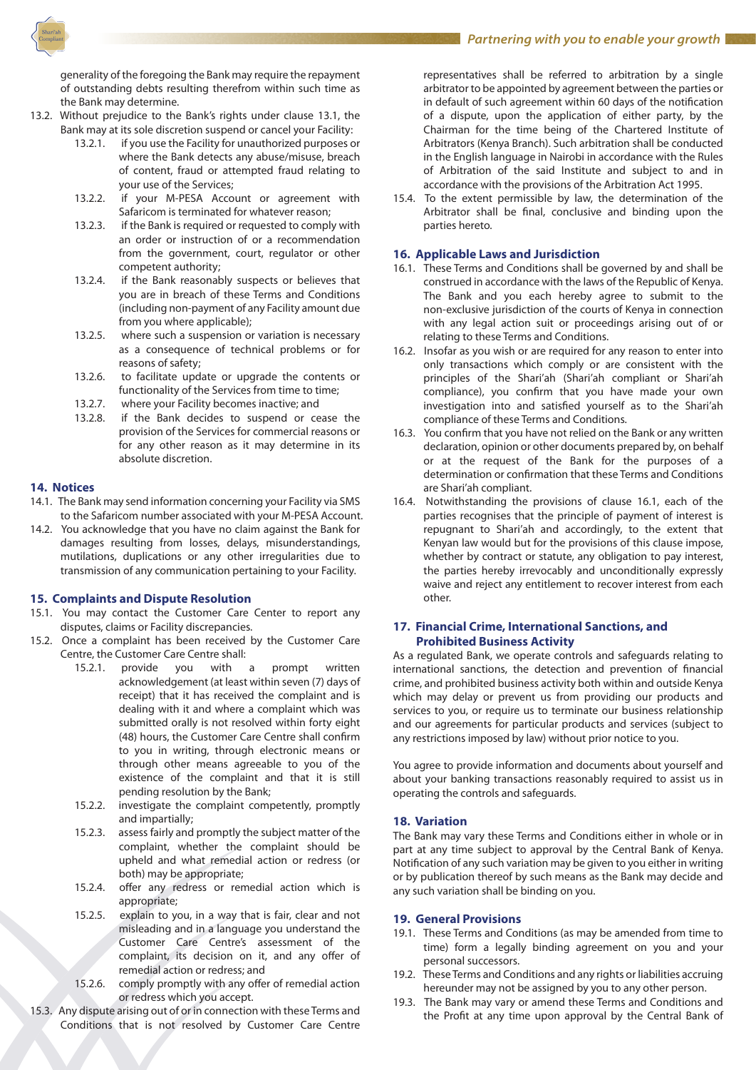generality of the foregoing the Bank may require the repayment of outstanding debts resulting therefrom within such time as the Bank may determine.

13.2. Without prejudice to the Bank's rights under clause 13.1, the Bank may at its sole discretion suspend or cancel your Facility:

13.2.1. if you use the Facility for unauthorized purposes or where the Bank detects any abuse/misuse, breach of content, fraud or attempted fraud relating to your use of the Services;

13.2.2. if your M-PESA Account or agreement with Safaricom is terminated for whatever reason;

13.2.3. if the Bank is required or requested to comply with an order or instruction of or a recommendation from the government, court, regulator or other competent authority;

13.2.4. if the Bank reasonably suspects or believes that you are in breach of these Terms and Conditions (including non-payment of any Facility amount due from you where applicable);

13.2.5. where such a suspension or variation is necessary as a consequence of technical problems or for reasons of safety;

13.2.6. to facilitate update or upgrade the contents or functionality of the Services from time to time;

13.2.7. where your Facility becomes inactive; and

13.2.8. if the Bank decides to suspend or cease the provision of the Services for commercial reasons or for any other reason as it may determine in its absolute discretion.

## 14. Notices

14.1. The Bank may send information concerning your Facility via SMS to the Safaricom number associated with your M-PESA Account.

14.2. You acknowledge that you have no claim against the Bank for damages resulting from losses, delays, misunderstandings, mutilations, duplications or any other irregularities due to transmission of any communication pertaining to your Facility.

## 15. Complaints and Dispute Resolution

15.1. You may contact the Customer Care Center to report any disputes, claims or Facility discrepancies.

15.2. Once a complaint has been received by the Customer Care Centre, the Customer Care Centre shall:

15.2.1. provide you with a prompt written acknowledgement (at least within seven (7) days of receipt) that it has received the complaint and is dealing with it and where a complaint which was submitted orally is not resolved within forty eight (48) hours, the Customer Care Centre shall confirm to you in writing, through electronic means or through other means agreeable to you of the existence of the complaint and that it is still pending resolution by the Bank;

15.2.2. investigate the complaint competently, promptly and impartially;

15.2.3. assess fairly and promptly the subject matter of the complaint, whether the complaint should be upheld and what remedial action or redress (or both) may be appropriate;

15.2.4. offer any redress or remedial action which is appropriate;

15.2.5. explain to you, in a way that is fair, clear and not misleading and in a language you understand the Customer Care Centre's assessment of the complaint, its decision on it, and any offer of remedial action or redress; and

15.2.6. comply promptly with any offer of remedial action or redress which you accept.

15.3. Any dispute arising out of or in connection with these Terms and Conditions that is not resolved by Customer Care Centre representatives shall be referred to arbitration by a single arbitrator to be appointed by agreement between the parties or in default of such agreement within 60 days of the notification of a dispute, upon the application of either party, by the Chairman for the time being of the Chartered Institute of Arbitrators (Kenya Branch). Such arbitration shall be conducted in the English language in Nairobi in accordance with the Rules of Arbitration of the said Institute and subject to and in accordance with the provisions of the Arbitration Act 1995.

15.4. To the extent permissible by law, the determination of the Arbitrator shall be final, conclusive and binding upon the parties hereto.

## 16. Applicable Laws and Jurisdiction

16.1. These Terms and Conditions shall be governed by and shall be construed in accordance with the laws of the Republic of Kenya. The Bank and you each hereby agree to submit to the non-exclusive jurisdiction of the courts of Kenya in connection with any legal action suit or proceedings arising out of or relating to these Terms and Conditions.

16.2. Insofar as you wish or are required for any reason to enter into only transactions which comply or are consistent with the principles of the Shari'ah (Shari'ah compliant or Shari'ah compliance), you confirm that you have made your own investigation into and satisfied yourself as to the Shari'ah compliance of these Terms and Conditions.

16.3. You confirm that you have not relied on the Bank or any written declaration, opinion or other documents prepared by, on behalf or at the request of the Bank for the purposes of a determination or confirmation that these Terms and Conditions are Shari'ah compliant.

16.4. Notwithstanding the provisions of clause 16.1, each of the parties recognises that the principle of payment of interest is repugnant to Shari'ah and accordingly, to the extent that Kenyan law would but for the provisions of this clause impose, whether by contract or statute, any obligation to pay interest, the parties hereby irrevocably and unconditionally expressly waive and reject any entitlement to recover interest from each other.

## 17. Financial Crime, International Sanctions, and Prohibited Business Activity

As a regulated Bank, we operate controls and safeguards relating to international sanctions, the detection and prevention of financial crime, and prohibited business activity both within and outside Kenya which may delay or prevent us from providing our products and services to you, or require us to terminate our business relationship and our agreements for particular products and services (subject to any restrictions imposed by law) without prior notice to you.

You agree to provide information and documents about yourself and about your banking transactions reasonably required to assist us in operating the controls and safeguards.

## 18. Variation

The Bank may vary these Terms and Conditions either in whole or in part at any time subject to approval by the Central Bank of Kenya. Notification of any such variation may be given to you either in writing or by publication thereof by such means as the Bank may decide and any such variation shall be binding on you.

## 19. General Provisions

19.1. These Terms and Conditions (as may be amended from time to time) form a legally binding agreement on you and your personal successors.

19.2. These Terms and Conditions and any rights or liabilities accruing hereunder may not be assigned by you to any other person.

19.3. The Bank may vary or amend these Terms and Conditions and the Profit at any time upon approval by the Central Bank of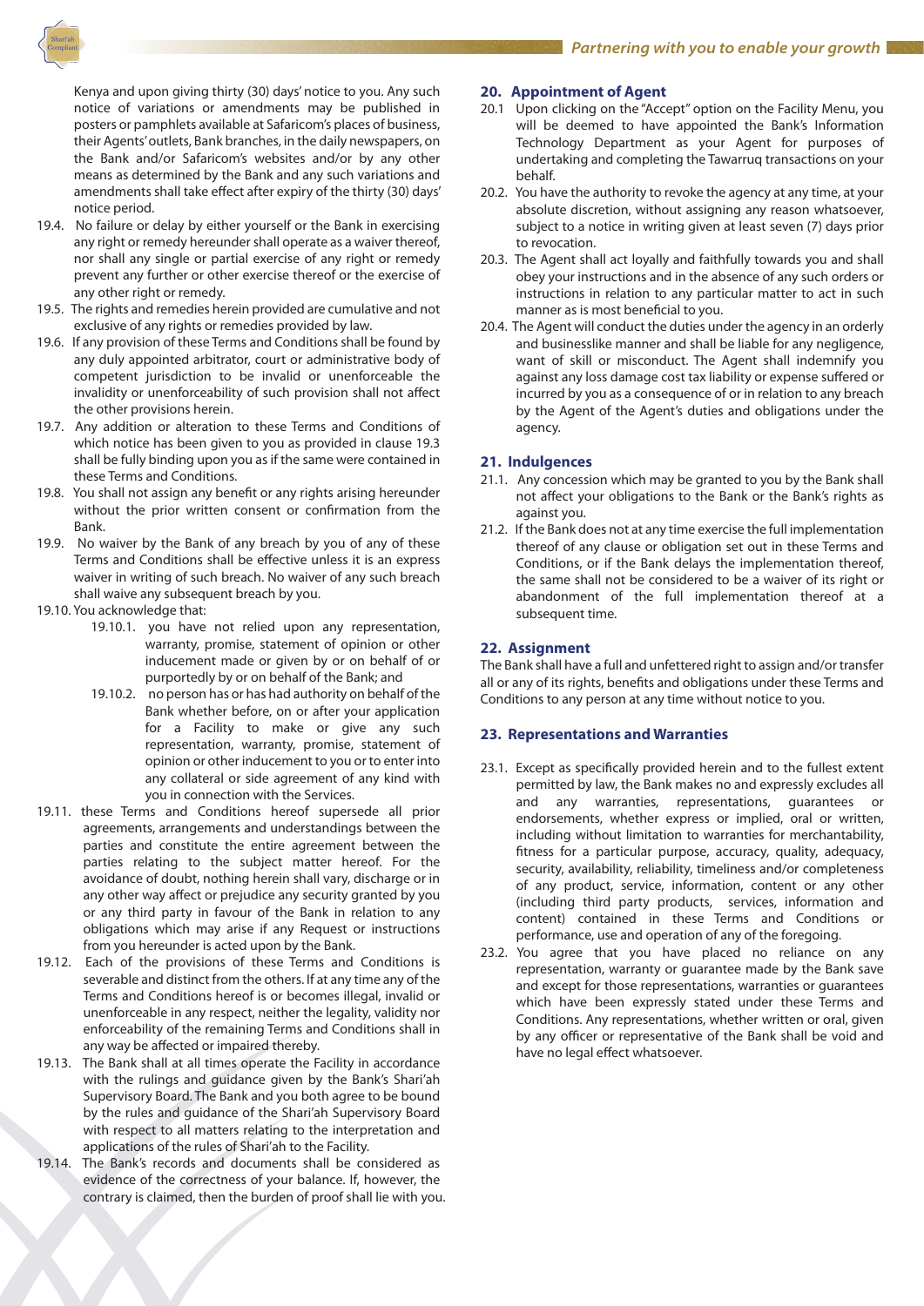Kenya and upon giving thirty (30) days' notice to you. Any such notice of variations or amendments may be published in posters or pamphlets available at Safaricom's places of business, their Agents' outlets, Bank branches, in the daily newspapers, on the Bank and/or Safaricom's websites and/or by any other means as determined by the Bank and any such variations and amendments shall take effect after expiry of the thirty (30) days' notice period.

19.4. No failure or delay by either yourself or the Bank in exercising any right or remedy hereunder shall operate as a waiver thereof, nor shall any single or partial exercise of any right or remedy prevent any further or other exercise thereof or the exercise of any other right or remedy.

19.5. The rights and remedies herein provided are cumulative and not exclusive of any rights or remedies provided by law.

19.6. If any provision of these Terms and Conditions shall be found by any duly appointed arbitrator, court or administrative body of competent jurisdiction to be invalid or unenforceable the invalidity or unenforceability of such provision shall not affect the other provisions herein.

19.7. Any addition or alteration to these Terms and Conditions of which notice has been given to you as provided in clause 19.3 shall be fully binding upon you as if the same were contained in these Terms and Conditions.

19.8. You shall not assign any benefit or any rights arising hereunder without the prior written consent or confirmation from the Bank.

19.9. No waiver by the Bank of any breach by you of any of these Terms and Conditions shall be effective unless it is an express waiver in writing of such breach. No waiver of any such breach shall waive any subsequent breach by you.

19.10. You acknowledge that:

19.10.1. you have not relied upon any representation, warranty, promise, statement of opinion or other inducement made or given by or on behalf of or purportedly by or on behalf of the Bank; and

19.10.2. no person has or has had authority on behalf of the Bank whether before, on or after your application for a Facility to make or give any such representation, warranty, promise, statement of opinion or other inducement to you or to enter into any collateral or side agreement of any kind with you in connection with the Services.

19.11. these Terms and Conditions hereof supersede all prior agreements, arrangements and understandings between the parties and constitute the entire agreement between the parties relating to the subject matter hereof. For the avoidance of doubt, nothing herein shall vary, discharge or in any other way affect or prejudice any security granted by you or any third party in favour of the Bank in relation to any obligations which may arise if any Request or instructions from you hereunder is acted upon by the Bank.

19.12. Each of the provisions of these Terms and Conditions is severable and distinct from the others. If at any time any of the Terms and Conditions hereof is or becomes illegal, invalid or unenforceable in any respect, neither the legality, validity nor enforceability of the remaining Terms and Conditions shall in any way be affected or impaired thereby.

19.13. The Bank shall at all times operate the Facility in accordance with the rulings and guidance given by the Bank's Shari'ah Supervisory Board. The Bank and you both agree to be bound by the rules and guidance of the Shari'ah Supervisory Board with respect to all matters relating to the interpretation and applications of the rules of Shari'ah to the Facility.

19.14. The Bank's records and documents shall be considered as evidence of the correctness of your balance. If, however, the contrary is claimed, then the burden of proof shall lie with you.

## 20. Appointment of Agent

20.1 Upon clicking on the "Accept" option on the Facility Menu, you will be deemed to have appointed the Bank's Information Technology Department as your Agent for purposes of undertaking and completing the Tawarruq transactions on your behalf.

20.2. You have the authority to revoke the agency at any time, at your absolute discretion, without assigning any reason whatsoever, subject to a notice in writing given at least seven (7) days prior to revocation.

20.3. The Agent shall act loyally and faithfully towards you and shall obey your instructions and in the absence of any such orders or instructions in relation to any particular matter to act in such manner as is most beneficial to you.

20.4. The Agent will conduct the duties under the agency in an orderly and businesslike manner and shall be liable for any negligence, want of skill or misconduct. The Agent shall indemnify you against any loss damage cost tax liability or expense suffered or incurred by you as a consequence of or in relation to any breach by the Agent of the Agent's duties and obligations under the agency.

## 21. Indulgences

21.1. Any concession which may be granted to you by the Bank shall not affect your obligations to the Bank or the Bank's rights as against you.

21.2. If the Bank does not at any time exercise the full implementation thereof of any clause or obligation set out in these Terms and Conditions, or if the Bank delays the implementation thereof, the same shall not be considered to be a waiver of its right or abandonment of the full implementation thereof at a subsequent time.

## 22. Assignment

The Bank shall have a full and unfettered right to assign and/or transfer all or any of its rights, benefits and obligations under these Terms and Conditions to any person at any time without notice to you.

## 23. Representations and Warranties

23.1. Except as specifically provided herein and to the fullest extent permitted by law, the Bank makes no and expressly excludes all and any warranties, representations, guarantees or endorsements, whether express or implied, oral or written, including without limitation to warranties for merchantability, fitness for a particular purpose, accuracy, quality, adequacy, security, availability, reliability, timeliness and/or completeness of any product, service, information, content or any other (including third party products, services, information and content) contained in these Terms and Conditions or performance, use and operation of any of the foregoing.

23.2. You agree that you have placed no reliance on any representation, warranty or guarantee made by the Bank save and except for those representations, warranties or guarantees which have been expressly stated under these Terms and Conditions. Any representations, whether written or oral, given by any officer or representative of the Bank shall be void and have no legal effect whatsoever.